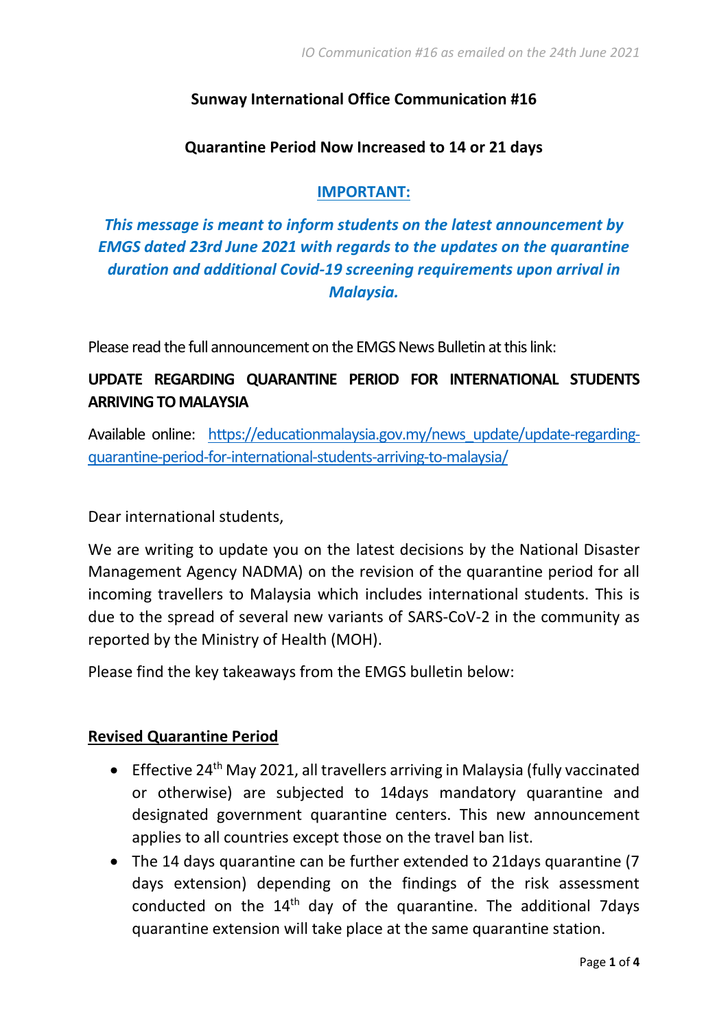*IO Communication #16 as emailed on the 24th June 2021*

# Sunway International Office Communication #16

## Quarantine Period Now Increased to 14 or 21 days

**IMPORTANT:**

***This message is meant to inform students on the latest announcement by EMGS dated 23rd June 2021 with regards to the updates on the quarantine duration and additional Covid-19 screening requirements upon arrival in Malaysia.***

Please read the full announcement on the EMGS News Bulletin at this link:

**UPDATE REGARDING QUARANTINE PERIOD FOR INTERNATIONAL STUDENTS ARRIVING TO MALAYSIA**

Available online: https://educationmalaysia.gov.my/news_update/update-regarding-quarantine-period-for-international-students-arriving-to-malaysia/

Dear international students,

We are writing to update you on the latest decisions by the National Disaster Management Agency NADMA) on the revision of the quarantine period for all incoming travellers to Malaysia which includes international students. This is due to the spread of several new variants of SARS-CoV-2 in the community as reported by the Ministry of Health (MOH).

Please find the key takeaways from the EMGS bulletin below:

**Revised Quarantine Period**

- Effective 24th May 2021, all travellers arriving in Malaysia (fully vaccinated or otherwise) are subjected to 14days mandatory quarantine and designated government quarantine centers. This new announcement applies to all countries except those on the travel ban list.
- The 14 days quarantine can be further extended to 21days quarantine (7 days extension) depending on the findings of the risk assessment conducted on the 14th day of the quarantine. The additional 7days quarantine extension will take place at the same quarantine station.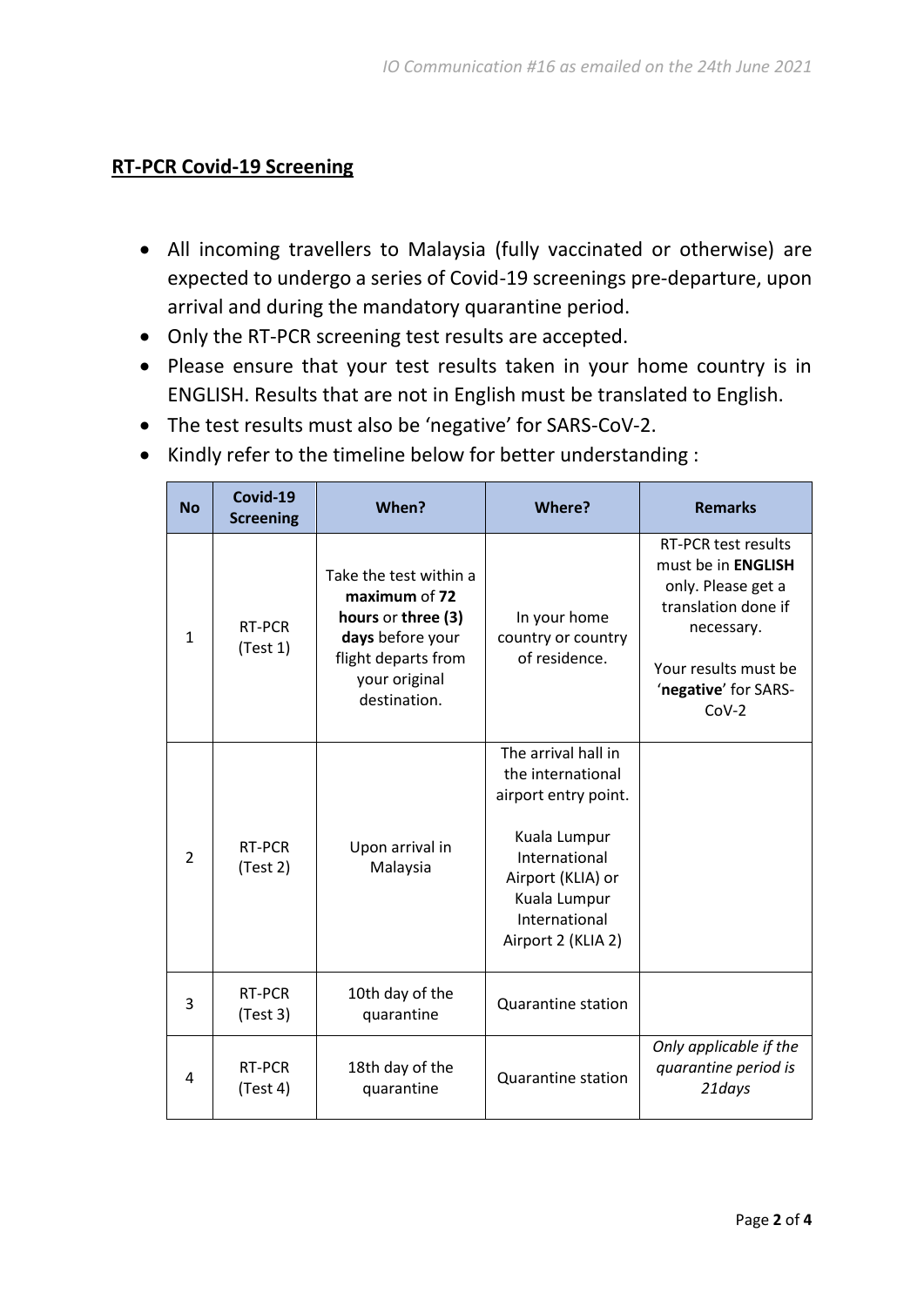**RT-PCR Covid-19 Screening**

- All incoming travellers to Malaysia (fully vaccinated or otherwise) are expected to undergo a series of Covid-19 screenings pre-departure, upon arrival and during the mandatory quarantine period.
- Only the RT-PCR screening test results are accepted.
- Please ensure that your test results taken in your home country is in ENGLISH. Results that are not in English must be translated to English.
- The test results must also be 'negative' for SARS-CoV-2.
- Kindly refer to the timeline below for better understanding :

| No | Covid-19 Screening | When? | Where? | Remarks |
|---|---|---|---|---|
| 1 | RT-PCR (Test 1) | Take the test within a **maximum** of **72 hours** or **three (3) days** before your flight departs from your original destination. | In your home country or country of residence. | RT-PCR test results must be in **ENGLISH** only. Please get a translation done if necessary.<br><br>Your results must be '**negative**' for SARS-CoV-2 |
| 2 | RT-PCR (Test 2) | Upon arrival in Malaysia | The arrival hall in the international airport entry point.<br><br>Kuala Lumpur International Airport (KLIA) or Kuala Lumpur International Airport 2 (KLIA 2) | |
| 3 | RT-PCR (Test 3) | 10th day of the quarantine | Quarantine station | |
| 4 | RT-PCR (Test 4) | 18th day of the quarantine | Quarantine station | *Only applicable if the quarantine period is 21days* |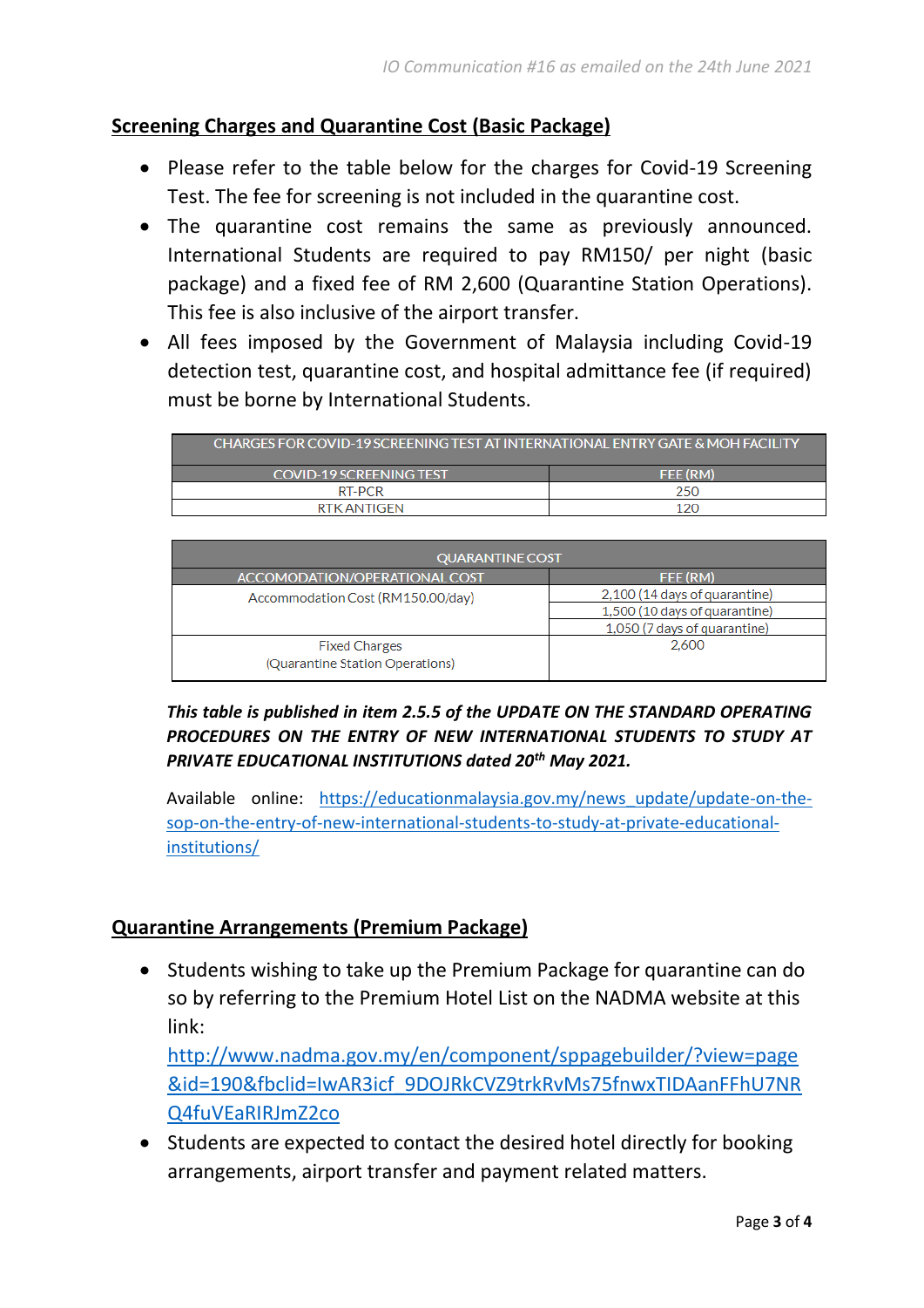## Screening Charges and Quarantine Cost (Basic Package)

- Please refer to the table below for the charges for Covid-19 Screening Test. The fee for screening is not included in the quarantine cost.
- The quarantine cost remains the same as previously announced. International Students are required to pay RM150/ per night (basic package) and a fixed fee of RM 2,600 (Quarantine Station Operations). This fee is also inclusive of the airport transfer.
- All fees imposed by the Government of Malaysia including Covid-19 detection test, quarantine cost, and hospital admittance fee (if required) must be borne by International Students.

| CHARGES FOR COVID-19 SCREENING TEST AT INTERNATIONAL ENTRY GATE & MOH FACILITY | |
|---|---|
| COVID-19 SCREENING TEST | FEE (RM) |
| RT-PCR | 250 |
| RTK ANTIGEN | 120 |

| QUARANTINE COST | |
|---|---|
| ACCOMODATION/OPERATIONAL COST | FEE (RM) |
| Accommodation Cost (RM150.00/day) | 2,100 (14 days of quarantine) |
| | 1,500 (10 days of quarantine) |
| | 1,050 (7 days of quarantine) |
| Fixed Charges (Quarantine Station Operations) | 2,600 |

***This table is published in item 2.5.5 of the UPDATE ON THE STANDARD OPERATING PROCEDURES ON THE ENTRY OF NEW INTERNATIONAL STUDENTS TO STUDY AT PRIVATE EDUCATIONAL INSTITUTIONS dated 20th May 2021.***

Available online: https://educationmalaysia.gov.my/news_update/update-on-the-sop-on-the-entry-of-new-international-students-to-study-at-private-educational-institutions/

## Quarantine Arrangements (Premium Package)

- Students wishing to take up the Premium Package for quarantine can do so by referring to the Premium Hotel List on the NADMA website at this link: http://www.nadma.gov.my/en/component/sppagebuilder/?view=page&id=190&fbclid=IwAR3icf_9DOJRkCVZ9trkRvMs75fnwxTIDAanFFhU7NRQ4fuVEaRIRJmZ2co
- Students are expected to contact the desired hotel directly for booking arrangements, airport transfer and payment related matters.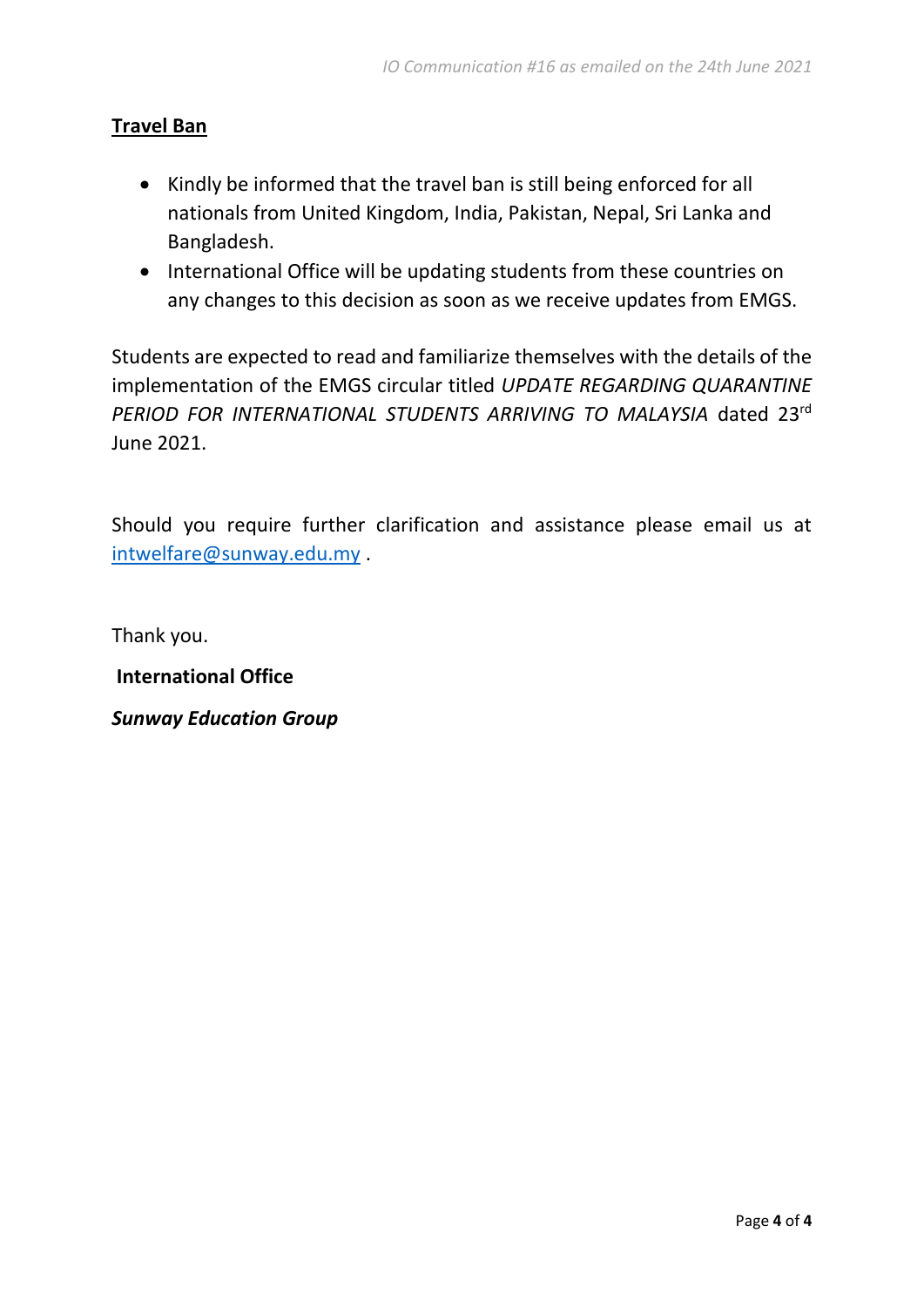## Travel Ban

- Kindly be informed that the travel ban is still being enforced for all nationals from United Kingdom, India, Pakistan, Nepal, Sri Lanka and Bangladesh.
- International Office will be updating students from these countries on any changes to this decision as soon as we receive updates from EMGS.

Students are expected to read and familiarize themselves with the details of the implementation of the EMGS circular titled *UPDATE REGARDING QUARANTINE PERIOD FOR INTERNATIONAL STUDENTS ARRIVING TO MALAYSIA* dated 23rd June 2021.

Should you require further clarification and assistance please email us at intwelfare@sunway.edu.my .

Thank you.

**International Office**

***Sunway Education Group***